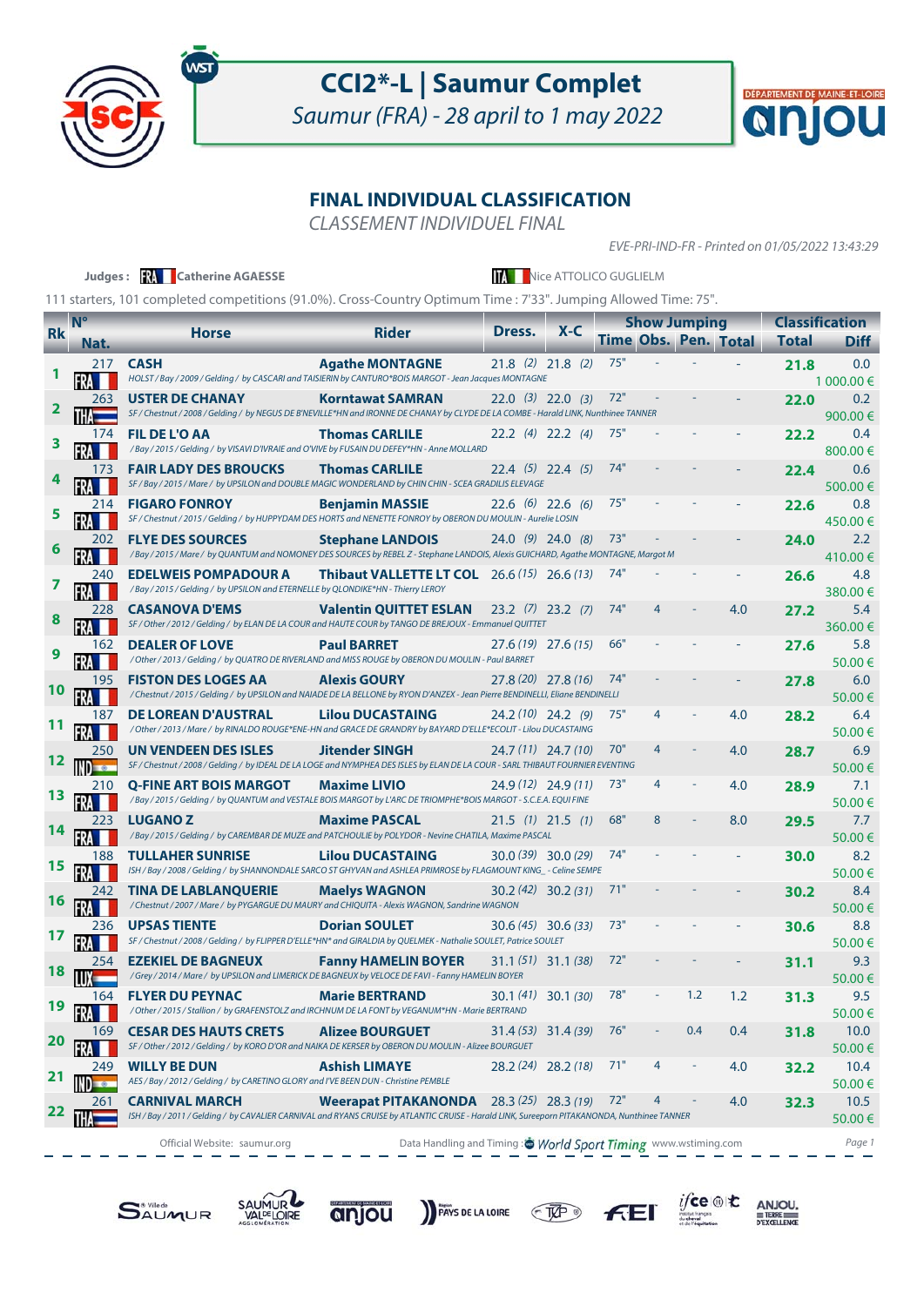# CCI2*-L | Saumur Complet

*Saumur (FRA) - 28 april to 1 may 2022*

## FINAL INDIVIDUAL CLASSIFICATION

*CLASSEMENT INDIVIDUEL FINAL*

*EVE-PRI-IND-FR - Printed on 01/05/2022 13:43:29*

**Judges :** FRA **Catherine AGAESSE** — ITA Nice ATTOLICO GUGLIELM

111 starters, 101 completed competitions (91.0%). Cross-Country Optimum Time : 7'33". Jumping Allowed Time: 75".

| Rk | N° Nat. | Horse | Rider | Dress. | X-C | Show Jumping | | | | Classification | |
|---|---|---|---|---|---|---|---|---|---|---|---|
| | | | | | | Time | Obs. | Pen. | Total | Total | Diff |
| 1 | 217 FRA | **CASH** *HOLST / Bay / 2009 / Gelding / by CASCARI and TAISIERIN by CANTURO*BOIS MARGOT - Jean Jacques MONTAGNE* | **Agathe MONTAGNE** | 21.8 *(2)* | 21.8 *(2)* | 75" | - | - | - | **21.8** | 0.0 1 000.00 € |
| 2 | 263 THA | **USTER DE CHANAY** *SF / Chestnut / 2008 / Gelding / by NEGUS DE B'NEVILLE*HN and IRONNE DE CHANAY by CLYDE DE LA COMBE - Harald LINK, Nunthinee TANNER* | **Korntawat SAMRAN** | 22.0 *(3)* | 22.0 *(3)* | 72" | - | - | - | **22.0** | 0.2 900.00 € |
| 3 | 174 FRA | **FIL DE L'O AA** */ Bay / 2015 / Gelding / by VISAVI D'IVRAIE and O'VIVE by FUSAIN DU DEFEY*HN - Anne MOLLARD* | **Thomas CARLILE** | 22.2 *(4)* | 22.2 *(4)* | 75" | - | - | - | **22.2** | 0.4 800.00 € |
| 4 | 173 FRA | **FAIR LADY DES BROUCKS** *SF / Bay / 2015 / Mare / by UPSILON and DOUBLE MAGIC WONDERLAND by CHIN CHIN - SCEA GRADILIS ELEVAGE* | **Thomas CARLILE** | 22.4 *(5)* | 22.4 *(5)* | 74" | - | - | - | **22.4** | 0.6 500.00 € |
| 5 | 214 FRA | **FIGARO FONROY** *SF / Chestnut / 2015 / Gelding / by HUPPYDAM DES HORTS and NENETTE FONROY by OBERON DU MOULIN - Aurelie LOSIN* | **Benjamin MASSIE** | 22.6 *(6)* | 22.6 *(6)* | 75" | - | - | - | **22.6** | 0.8 450.00 € |
| 6 | 202 FRA | **FLYE DES SOURCES** */ Bay / 2015 / Mare / by QUANTUM and NOMONEY DES SOURCES by REBEL Z - Stephane LANDOIS, Alexis GUICHARD, Agathe MONTAGNE, Margot M* | **Stephane LANDOIS** | 24.0 *(9)* | 24.0 *(8)* | 73" | - | - | - | **24.0** | 2.2 410.00 € |
| 7 | 240 FRA | **EDELWEIS POMPADOUR A** */ Bay / 2015 / Gelding / by UPSILON and ETERNELLE by QLONDIKE*HN - Thierry LEROY* | **Thibaut VALLETTE LT COL** | 26.6 *(15)* | 26.6 *(13)* | 74" | - | - | - | **26.6** | 4.8 380.00 € |
| 8 | 228 FRA | **CASANOVA D'EMS** *SF / Other / 2012 / Gelding / by ELAN DE LA COUR and HAUTE COUR by TANGO DE BREJOUX - Emmanuel QUITTET* | **Valentin QUITTET ESLAN** | 23.2 *(7)* | 23.2 *(7)* | 74" | 4 | - | 4.0 | **27.2** | 5.4 360.00 € |
| 9 | 162 FRA | **DEALER OF LOVE** */ Other / 2013 / Gelding / by QUATRO DE RIVERLAND and MISS ROUGE by OBERON DU MOULIN - Paul BARRET* | **Paul BARRET** | 27.6 *(19)* | 27.6 *(15)* | 66" | - | - | - | **27.6** | 5.8 50.00 € |
| 10 | 195 FRA | **FISTON DES LOGES AA** */ Chestnut / 2015 / Gelding / by UPSILON and NAIADE DE LA BELLONE by RYON D'ANZEX - Jean Pierre BENDINELLI, Eliane BENDINELLI* | **Alexis GOURY** | 27.8 *(20)* | 27.8 *(16)* | 74" | - | - | - | **27.8** | 6.0 50.00 € |
| 11 | 187 FRA | **DE LOREAN D'AUSTRAL** */ Other / 2013 / Mare / by RINALDO ROUGE*ENE-HN and GRACE DE GRANDRY by BAYARD D'ELLE*ECOLIT - Lilou DUCASTAING* | **Lilou DUCASTAING** | 24.2 *(10)* | 24.2 *(9)* | 75" | 4 | - | 4.0 | **28.2** | 6.4 50.00 € |
| 12 | 250 IND | **UN VENDEEN DES ISLES** *SF / Chestnut / 2008 / Gelding / by IDEAL DE LA LOGE and NYMPHEA DES ISLES by ELAN DE LA COUR - SARL THIBAUT FOURNIER EVENTING* | **Jitender SINGH** | 24.7 *(11)* | 24.7 *(10)* | 70" | 4 | - | 4.0 | **28.7** | 6.9 50.00 € |
| 13 | 210 FRA | **Q-FINE ART BOIS MARGOT** */ Bay / 2015 / Gelding / by QUANTUM and VESTALE BOIS MARGOT by L'ARC DE TRIOMPHE*BOIS MARGOT - S.C.E.A. EQUI FINE* | **Maxime LIVIO** | 24.9 *(12)* | 24.9 *(11)* | 73" | 4 | - | 4.0 | **28.9** | 7.1 50.00 € |
| 14 | 223 FRA | **LUGANO Z** */ Bay / 2015 / Gelding / by CAREMBAR DE MUZE and PATCHOULIE by POLYDOR - Nevine CHATILA, Maxime PASCAL* | **Maxime PASCAL** | 21.5 *(1)* | 21.5 *(1)* | 68" | 8 | - | 8.0 | **29.5** | 7.7 50.00 € |
| 15 | 188 FRA | **TULLAHER SUNRISE** *ISH / Bay / 2008 / Gelding / by SHANNONDALE SARCO ST GHYVAN and ASHLEA PRIMROSE by FLAGMOUNT KING_ - Celine SEMPE* | **Lilou DUCASTAING** | 30.0 *(39)* | 30.0 *(29)* | 74" | - | - | - | **30.0** | 8.2 50.00 € |
| 16 | 242 FRA | **TINA DE LABLANQUERIE** */ Chestnut / 2007 / Mare / by PYGARGUE DU MAURY and CHIQUITA - Alexis WAGNON, Sandrine WAGNON* | **Maelys WAGNON** | 30.2 *(42)* | 30.2 *(31)* | 71" | - | - | - | **30.2** | 8.4 50.00 € |
| 17 | 236 FRA | **UPSAS TIENTE** *SF / Chestnut / 2008 / Gelding / by FLIPPER D'ELLE*HN* and GIRALDIA by QUELMEK - Nathalie SOULET, Patrice SOULET* | **Dorian SOULET** | 30.6 *(45)* | 30.6 *(33)* | 73" | - | - | - | **30.6** | 8.8 50.00 € |
| 18 | 254 LUX | **EZEKIEL DE BAGNEUX** */ Grey / 2014 / Mare / by UPSILON and LIMERICK DE BAGNEUX by VELOCE DE FAVI - Fanny HAMELIN BOYER* | **Fanny HAMELIN BOYER** | 31.1 *(51)* | 31.1 *(38)* | 72" | - | - | - | **31.1** | 9.3 50.00 € |
| 19 | 164 FRA | **FLYER DU PEYNAC** */ Other / 2015 / Stallion / by GRAFENSTOLZ and IRCHNUM DE LA FONT by VEGANUM*HN - Marie BERTRAND* | **Marie BERTRAND** | 30.1 *(41)* | 30.1 *(30)* | 78" | - | 1.2 | 1.2 | **31.3** | 9.5 50.00 € |
| 20 | 169 FRA | **CESAR DES HAUTS CRETS** *SF / Other / 2012 / Gelding / by KORO D'OR and NAIKA DE KERSER by OBERON DU MOULIN - Alizee BOURGUET* | **Alizee BOURGUET** | 31.4 *(53)* | 31.4 *(39)* | 76" | - | 0.4 | 0.4 | **31.8** | 10.0 50.00 € |
| 21 | 249 IND | **WILLY BE DUN** *AES / Bay / 2012 / Gelding / by CARETINO GLORY and I'VE BEEN DUN - Christine PEMBLE* | **Ashish LIMAYE** | 28.2 *(24)* | 28.2 *(18)* | 71" | 4 | - | 4.0 | **32.2** | 10.4 50.00 € |
| 22 | 261 THA | **CARNIVAL MARCH** *ISH / Bay / 2011 / Gelding / by CAVALIER CARNIVAL and RYANS CRUISE by ATLANTIC CRUISE - Harald LINK, Sureeporn PITAKANONDA, Nunthinee TANNER* | **Weerapat PITAKANONDA** | 28.3 *(25)* | 28.3 *(19)* | 72" | 4 | - | 4.0 | **32.3** | 10.5 50.00 € |

Official Website: saumur.org — Data Handling and Timing : World Sport Timing www.wstiming.com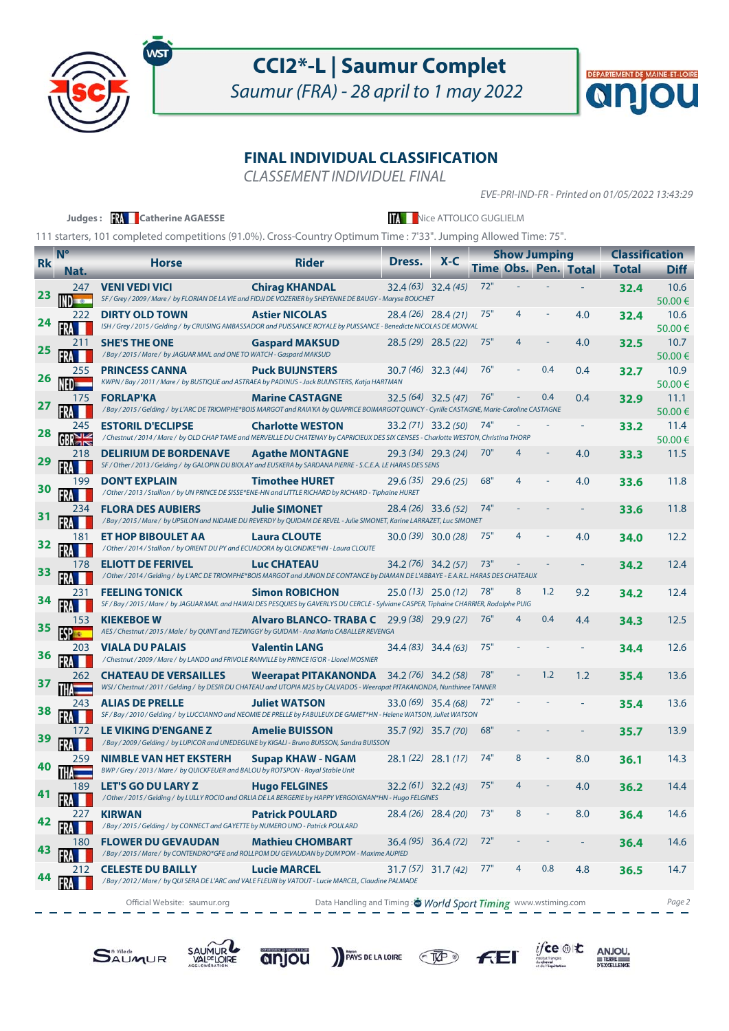# CCI2*-L | Saumur Complet

*Saumur (FRA) - 28 april to 1 may 2022*

## FINAL INDIVIDUAL CLASSIFICATION

*CLASSEMENT INDIVIDUEL FINAL*

*EVE-PRI-IND-FR - Printed on 01/05/2022 13:43:29*

**Judges :** FRA **Catherine AGAESSE** ITA Nice ATTOLICO GUGLIELM

111 starters, 101 completed competitions (91.0%). Cross-Country Optimum Time : 7'33". Jumping Allowed Time: 75".

| Rk | N° Nat. | Horse | Rider | Dress. | X-C | Show Jumping | | | | Classification | |
|---|---|---|---|---|---|---|---|---|---|---|---|
| | | | | | | Time | Obs. | Pen. | Total | Total | Diff |
| 23 | 247 IND | **VENI VEDI VICI** SF / Grey / 2009 / Mare / by FLORIAN DE LA VIE and FIDJI DE VOZERIER by SHEYENNE DE BAUGY - Maryse BOUCHET | **Chirag KHANDAL** | 32.4 (63) | 32.4 (45) | 72" | - | - | - | **32.4** | 10.6 50.00 € |
| 24 | 222 FRA | **DIRTY OLD TOWN** ISH / Grey / 2015 / Gelding / by CRUISING AMBASSADOR and PUISSANCE ROYALE by PUISSANCE - Benedicte NICOLAS DE MONVAL | **Astier NICOLAS** | 28.4 (26) | 28.4 (21) | 75" | 4 | - | 4.0 | **32.4** | 10.6 50.00 € |
| 25 | 211 FRA | **SHE'S THE ONE** / Bay / 2015 / Mare / by JAGUAR MAIL and ONE TO WATCH - Gaspard MAKSUD | **Gaspard MAKSUD** | 28.5 (29) | 28.5 (22) | 75" | 4 | - | 4.0 | **32.5** | 10.7 50.00 € |
| 26 | 255 NED | **PRINCESS CANNA** KWPN / Bay / 2011 / Mare / by BUSTIQUE and ASTRAEA by PADINUS - Jack BUIJNSTERS, Katja HARTMAN | **Puck BUIJNSTERS** | 30.7 (46) | 32.3 (44) | 76" | - | 0.4 | 0.4 | **32.7** | 10.9 50.00 € |
| 27 | 175 FRA | **FORLAP'KA** / Bay / 2015 / Gelding / by L'ARC DE TRIOMPHE*BOIS MARGOT and RAIA'KA by QUAPRICE BOIMARGOT QUINCY - Cyrille CASTAGNE, Marie-Caroline CASTAGNE | **Marine CASTAGNE** | 32.5 (64) | 32.5 (47) | 76" | - | 0.4 | 0.4 | **32.9** | 11.1 50.00 € |
| 28 | 245 GBR | **ESTORIL D'ECLIPSE** / Chestnut / 2014 / Mare / by OLD CHAP TAME and MERVEILLE DU CHATENAY by CAPRICIEUX DES SIX CENSES - Charlotte WESTON, Christina THORP | **Charlotte WESTON** | 33.2 (71) | 33.2 (50) | 74" | - | - | - | **33.2** | 11.4 50.00 € |
| 29 | 218 FRA | **DELIRIUM DE BORDENAVE** SF / Other / 2013 / Gelding / by GALOPIN DU BIOLAY and EUSKERA by SARDANA PIERRE - S.C.E.A. LE HARAS DES SENS | **Agathe MONTAGNE** | 29.3 (34) | 29.3 (24) | 70" | 4 | - | 4.0 | **33.3** | 11.5 |
| 30 | 199 FRA | **DON'T EXPLAIN** / Other / 2013 / Stallion / by UN PRINCE DE SISSE*ENE-HN and LITTLE RICHARD by RICHARD - Tiphaine HURET | **Timothee HURET** | 29.6 (35) | 29.6 (25) | 68" | 4 | - | 4.0 | **33.6** | 11.8 |
| 31 | 234 FRA | **FLORA DES AUBIERS** / Bay / 2015 / Mare / by UPSILON and NIDAME DU REVERDY by QUIDAM DE REVEL - Julie SIMONET, Karine LARRAZET, Luc SIMONET | **Julie SIMONET** | 28.4 (26) | 33.6 (52) | 74" | - | - | - | **33.6** | 11.8 |
| 32 | 181 FRA | **ET HOP BIBOULET AA** / Other / 2014 / Stallion / by ORIENT DU PY and ECUADORA by QLONDIKE*HN - Laura CLOUTE | **Laura CLOUTE** | 30.0 (39) | 30.0 (28) | 75" | 4 | - | 4.0 | **34.0** | 12.2 |
| 33 | 178 FRA | **ELIOTT DE FERIVEL** / Other / 2014 / Gelding / by L'ARC DE TRIOMPHE*BOIS MARGOT and JUNON DE CONTANCE by DIAMAN DE L'ABBAYE - E.A.R.L. HARAS DES CHATEAUX | **Luc CHATEAU** | 34.2 (76) | 34.2 (57) | 73" | - | - | - | **34.2** | 12.4 |
| 34 | 231 FRA | **FEELING TONICK** SF / Bay / 2015 / Mare / by JAGUAR MAIL and HAWAI DES PESQUIES by GAVERLYS DU CERCLE - Sylviane CASPER, Tiphaine CHARRIER, Rodolphe PUIG | **Simon ROBICHON** | 25.0 (13) | 25.0 (12) | 78" | 8 | 1.2 | 9.2 | **34.2** | 12.4 |
| 35 | 153 ESP | **KIEKEBOE W** AES / Chestnut / 2015 / Male / by QUINT and TEZWIGGY by GUIDAM - Ana Maria CABALLER REVENGA | **Alvaro BLANCO- TRABA C** | 29.9 (38) | 29.9 (27) | 76" | 4 | 0.4 | 4.4 | **34.3** | 12.5 |
| 36 | 203 FRA | **VIALA DU PALAIS** / Chestnut / 2009 / Mare / by LANDO and FRIVOLE RANVILLE by PRINCE IG'OR - Lionel MOSNIER | **Valentin LANG** | 34.4 (83) | 34.4 (63) | 75" | - | - | - | **34.4** | 12.6 |
| 37 | 262 THA | **CHATEAU DE VERSAILLES** WSI / Chestnut / 2011 / Gelding / by DESIR DU CHATEAU and UTOPIA M2S by CALVADOS - Weerapat PITAKANONDA, Nunthinee TANNER | **Weerapat PITAKANONDA** | 34.2 (76) | 34.2 (58) | 78" | - | 1.2 | 1.2 | **35.4** | 13.6 |
| 38 | 243 FRA | **ALIAS DE PRELLE** SF / Bay / 2010 / Gelding / by LUCCIANNO and NEOMIE DE PRELLE by FABULEUX DE GAMET*HN - Helene WATSON, Juliet WATSON | **Juliet WATSON** | 33.0 (69) | 35.4 (68) | 72" | - | - | - | **35.4** | 13.6 |
| 39 | 172 FRA | **LE VIKING D'ENGANE Z** / Bay / 2009 / Gelding / by LUPICOR and UNEDEGUNE by KIGALI - Bruno BUISSON, Sandra BUISSON | **Amelie BUISSON** | 35.7 (92) | 35.7 (70) | 68" | - | - | - | **35.7** | 13.9 |
| 40 | 259 THA | **NIMBLE VAN HET EKSTERH** BWP / Grey / 2013 / Mare / by QUICKFEUER and BALOU by ROTSPON - Royal Stable Unit | **Supap KHAW - NGAM** | 28.1 (22) | 28.1 (17) | 74" | 8 | - | 8.0 | **36.1** | 14.3 |
| 41 | 189 FRA | **LET'S GO DU LARY Z** / Other / 2015 / Gelding / by LULLY ROCIO and ORLIA DE LA BERGERIE by HAPPY VERGOIGNAN*HN - Hugo FELGINES | **Hugo FELGINES** | 32.2 (61) | 32.2 (43) | 75" | 4 | - | 4.0 | **36.2** | 14.4 |
| 42 | 227 FRA | **KIRWAN** / Bay / 2015 / Gelding / by CONNECT and GAYETTE by NUMERO UNO - Patrick POULARD | **Patrick POULARD** | 28.4 (26) | 28.4 (20) | 73" | 8 | - | 8.0 | **36.4** | 14.6 |
| 43 | 180 FRA | **FLOWER DU GEVAUDAN** / Bay / 2015 / Mare / by CONTENDRO*GFE and ROLLPOM DU GEVAUDAN by DUM'POM - Maxime AUPIED | **Mathieu CHOMBART** | 36.4 (95) | 36.4 (72) | 72" | - | - | - | **36.4** | 14.6 |
| 44 | 212 FRA | **CELESTE DU BAILLY** / Bay / 2012 / Mare / by QUI SERA DE L'ARC and VALE FLEURI by VATOUT - Lucie MARCEL, Claudine PALMADE | **Lucie MARCEL** | 31.7 (57) | 31.7 (42) | 77" | 4 | 0.8 | 4.8 | **36.5** | 14.7 |

Official Website: saumur.org — Data Handling and Timing : World Sport Timing www.wstiming.com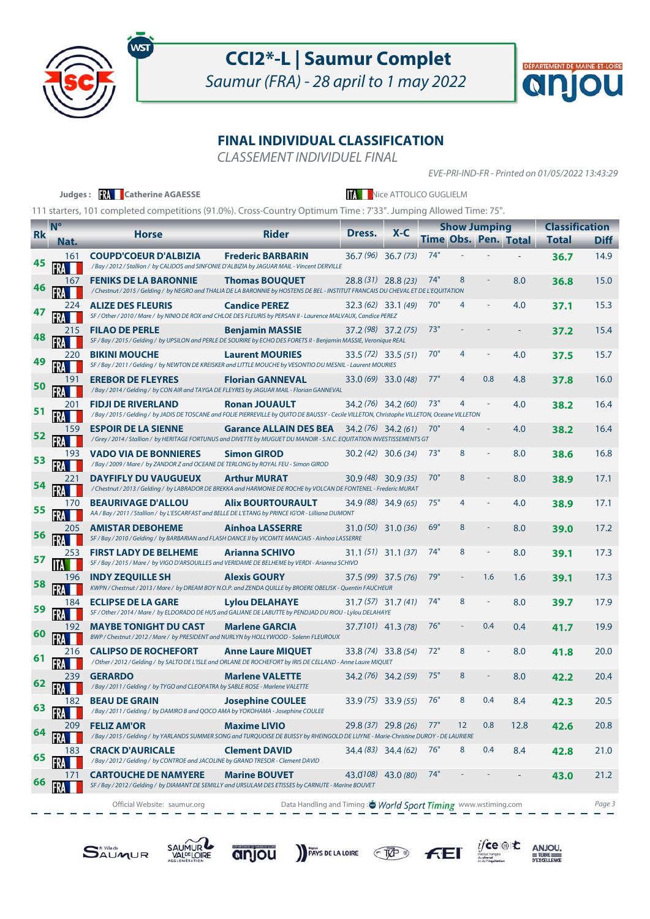# CCI2*-L | Saumur Complet

*Saumur (FRA) - 28 april to 1 may 2022*

## FINAL INDIVIDUAL CLASSIFICATION

*CLASSEMENT INDIVIDUEL FINAL*

*EVE-PRI-IND-FR - Printed on 01/05/2022 13:43:29*

**Judges :** FRA **Catherine AGAESSE** — ITA Nice ATTOLICO GUGLIELM

111 starters, 101 completed competitions (91.0%). Cross-Country Optimum Time : 7'33". Jumping Allowed Time: 75".

| Rk | N° Nat. | Horse | Rider | Dress. | X-C | Show Jumping | | | | Classification | |
|---|---|---|---|---|---|---|---|---|---|---|---|
| | | | | | | Time | Obs. | Pen. | Total | Total | Diff |
| 45 | 161 FRA | **COUPD'COEUR D'ALBIZIA** *Bay / 2012 / Stallion / by CALIDOS and SINFONIE D'ALBIZIA by JAGUAR MAIL - Vincent DERVILLE* | **Frederic BARBARIN** | 36.7 *(96)* | 36.7 *(73)* | 74" | - | - | - | **36.7** | 14.9 |
| 46 | 167 FRA | **FENIKS DE LA BARONNIE** *Chestnut / 2015 / Gelding / by NEGRO and THALIA DE LA BARONNIE by HOSTENS DE BEL - INSTITUT FRANCAIS DU CHEVAL ET DE L'EQUITATION* | **Thomas BOUQUET** | 28.8 *(31)* | 28.8 *(23)* | 74" | 8 | - | 8.0 | **36.8** | 15.0 |
| 47 | 224 FRA | **ALIZE DES FLEURIS** *SF / Other / 2010 / Mare / by NINIO DE ROX and CHLOE DES FLEURIS by PERSAN II - Laurence MALVAUX, Candice PEREZ* | **Candice PEREZ** | 32.3 *(62)* | 33.1 *(49)* | 70" | 4 | - | 4.0 | **37.1** | 15.3 |
| 48 | 215 FRA | **FILAO DE PERLE** *SF / Bay / 2015 / Gelding / by UPSILON and PERLE DE SOURIRE by ECHO DES FORETS II - Benjamin MASSIE, Veronique REAL* | **Benjamin MASSIE** | 37.2 *(98)* | 37.2 *(75)* | 73" | - | - | - | **37.2** | 15.4 |
| 49 | 220 FRA | **BIKINI MOUCHE** *SF / Bay / 2011 / Gelding / by NEWTON DE KREISKER and LITTLE MOUCHE by VESONTIO DU MESNIL - Laurent MOURIES* | **Laurent MOURIES** | 33.5 *(72)* | 33.5 *(51)* | 70" | 4 | - | 4.0 | **37.5** | 15.7 |
| 50 | 191 FRA | **EREBOR DE FLEYRES** *Bay / 2014 / Gelding / by CON AIR and TAYGA DE FLEYRES by JAGUAR MAIL - Florian GANNEVAL* | **Florian GANNEVAL** | 33.0 *(69)* | 33.0 *(48)* | 77" | 4 | 0.8 | 4.8 | **37.8** | 16.0 |
| 51 | 201 FRA | **FIDJI DE RIVERLAND** *Bay / 2015 / Gelding / by JADIS DE TOSCANE and FOLIE PIERREVILLE by QUITO DE BAUSSY - Cecile VILLETON, Christophe VILLETON, Oceane VILLETON* | **Ronan JOUAULT** | 34.2 *(76)* | 34.2 *(60)* | 73" | 4 | - | 4.0 | **38.2** | 16.4 |
| 52 | 159 FRA | **ESPOIR DE LA SIENNE** *Grey / 2014 / Stallion / by HERITAGE FORTUNUS and DIVETTE by MUGUET DU MANOIR - S.N.C. EQUITATION INVESTISSEMENTS GT* | **Garance ALLAIN DES BEA** | 34.2 *(76)* | 34.2 *(61)* | 70" | 4 | - | 4.0 | **38.2** | 16.4 |
| 53 | 193 FRA | **VADO VIA DE BONNIERES** *Bay / 2009 / Mare / by ZANDOR Z and OCEANE DE TERLONG by ROYAL FEU - Simon GIROD* | **Simon GIROD** | 30.2 *(42)* | 30.6 *(34)* | 73" | 8 | - | 8.0 | **38.6** | 16.8 |
| 54 | 221 FRA | **DAYFIFLY DU VAUGEUX** *Chestnut / 2013 / Gelding / by LABRADOR DE BREKKA and HARMONIE DE ROCHE by VOLCAN DE FONTENEL - Frederic MURAT* | **Arthur MURAT** | 30.9 *(48)* | 30.9 *(35)* | 70" | 8 | - | 8.0 | **38.9** | 17.1 |
| 55 | 170 FRA | **BEAURIVAGE D'ALLOU** *AA / Bay / 2011 / Stallion / by L'ESCARFAST and BELLE DE L'ETANG by PRINCE IG'OR - Lilliana DUMONT* | **Alix BOURTOURAULT** | 34.9 *(88)* | 34.9 *(65)* | 75" | 4 | - | 4.0 | **38.9** | 17.1 |
| 56 | 205 FRA | **AMISTAR DEBOHEME** *SF / Bay / 2010 / Gelding / by BARBARIAN and FLASH DANCE II by VICOMTE MANCIAIS - Ainhoa LASSERRE* | **Ainhoa LASSERRE** | 31.0 *(50)* | 31.0 *(36)* | 69" | 8 | - | 8.0 | **39.0** | 17.2 |
| 57 | 253 ITA | **FIRST LADY DE BELHEME** *SF / Bay / 2015 / Mare / by VIGO D'ARSOUILLES and VERIDAME DE BELHEME by VERDI - Arianna SCHIVO* | **Arianna SCHIVO** | 31.1 *(51)* | 31.1 *(37)* | 74" | 8 | - | 8.0 | **39.1** | 17.3 |
| 58 | 196 FRA | **INDY ZEQUILLE SH** *KWPN / Chestnut / 2013 / Mare / by DREAM BOY N.O.P. and ZENDA QUILLE by BROERE OBELISK - Quentin FAUCHEUR* | **Alexis GOURY** | 37.5 *(99)* | 37.5 *(76)* | 79" | - | 1.6 | 1.6 | **39.1** | 17.3 |
| 59 | 184 FRA | **ECLIPSE DE LA GARE** *SF / Other / 2014 / Mare / by ELDORADO DE HUS and GALIANE DE LABUTTE by PENDJAD DU RIOU - Lylou DELAHAYE* | **Lylou DELAHAYE** | 31.7 *(57)* | 31.7 *(41)* | 74" | 8 | - | 8.0 | **39.7** | 17.9 |
| 60 | 192 FRA | **MAYBE TONIGHT DU CAST** *BWP / Chestnut / 2012 / Mare / by PRESIDENT and NURLYN by HOLLYWOOD - Solenn FLEUROUX* | **Marlene GARCIA** | 37.7 *(101)* | 41.3 *(78)* | 76" | - | 0.4 | 0.4 | **41.7** | 19.9 |
| 61 | 216 FRA | **CALIPSO DE ROCHEFORT** *Other / 2012 / Gelding / by SALTO DE L'ISLE and ORLANE DE ROCHEFORT by IRIS DE CELLAND - Anne Laure MIQUET* | **Anne Laure MIQUET** | 33.8 *(74)* | 33.8 *(54)* | 72" | 8 | - | 8.0 | **41.8** | 20.0 |
| 62 | 239 FRA | **GERARDO** *Bay / 2011 / Gelding / by TYGO and CLEOPATRA by SABLE ROSE - Marlene VALETTE* | **Marlene VALETTE** | 34.2 *(76)* | 34.2 *(59)* | 75" | 8 | - | 8.0 | **42.2** | 20.4 |
| 63 | 182 FRA | **BEAU DE GRAIN** *Bay / 2011 / Gelding / by DAMIRO B and QOCO AMA by YOKOHAMA - Josephine COULEE* | **Josephine COULEE** | 33.9 *(75)* | 33.9 *(55)* | 76" | 8 | 0.4 | 8.4 | **42.3** | 20.5 |
| 64 | 209 FRA | **FELIZ AM'OR** *Bay / 2015 / Gelding / by YARLANDS SUMMER SONG and TURQUOISE DE BUISSY by RHEINGOLD DE LUYNE - Marie-Christine DUROY - DE LAURIERE* | **Maxime LIVIO** | 29.8 *(37)* | 29.8 *(26)* | 77" | 12 | 0.8 | 12.8 | **42.6** | 20.8 |
| 65 | 183 FRA | **CRACK D'AURICALE** *Bay / 2012 / Gelding / by CONTROE and JACOLINE by GRAND TRESOR - Clement DAVID* | **Clement DAVID** | 34.4 *(83)* | 34.4 *(62)* | 76" | 8 | 0.4 | 8.4 | **42.8** | 21.0 |
| 66 | 171 FRA | **CARTOUCHE DE NAMYERE** *SF / Bay / 2012 / Gelding / by DIAMANT DE SEMILLY and URSULAM DES ETISSES by CARNUTE - Marine BOUVET* | **Marine BOUVET** | 43.0 *(108)* | 43.0 *(80)* | 74" | - | - | - | **43.0** | 21.2 |

Official Website: saumur.org — Data Handling and Timing : World Sport Timing www.wstiming.com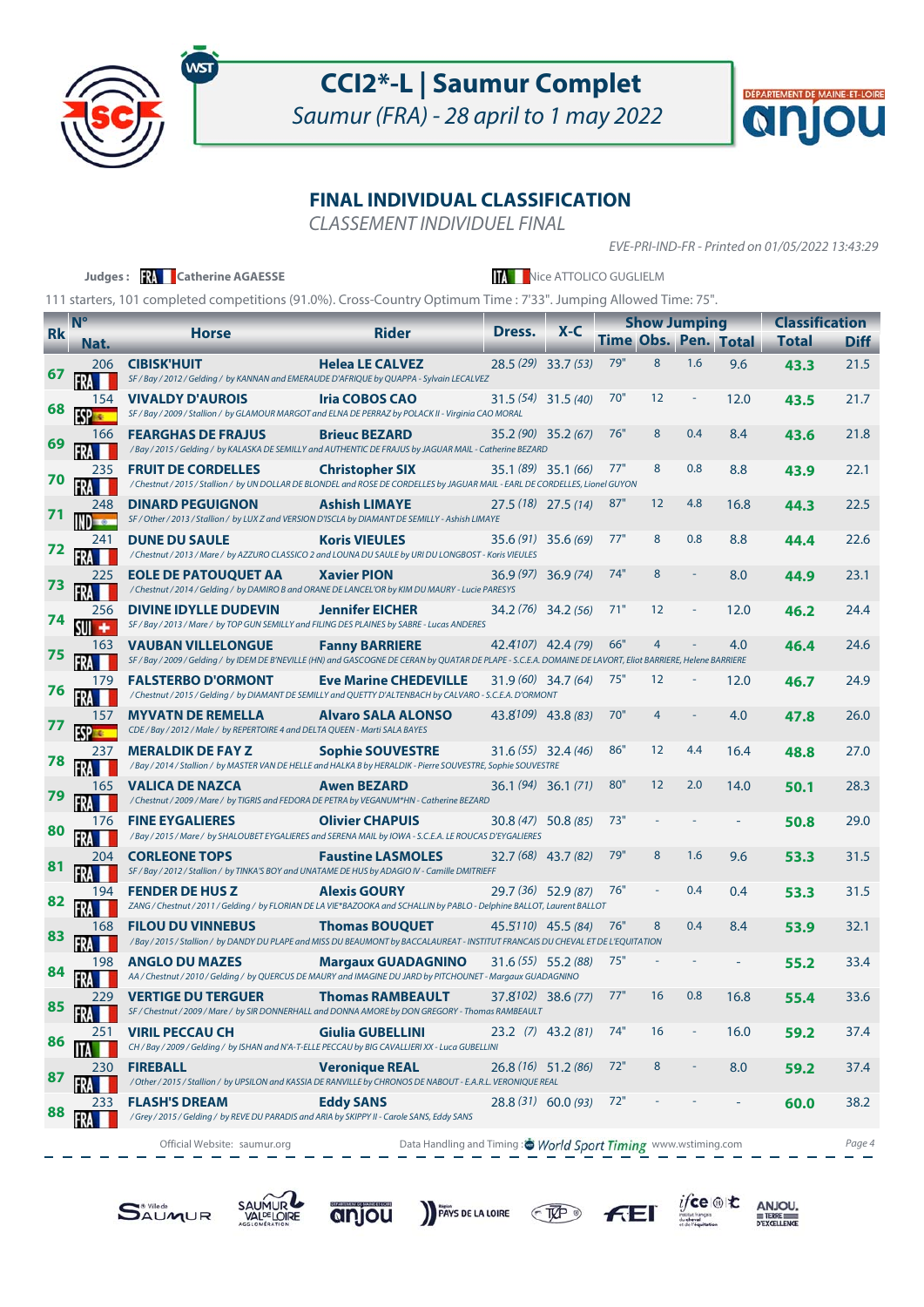# CCI2*-L | Saumur Complet

*Saumur (FRA) - 28 april to 1 may 2022*

## FINAL INDIVIDUAL CLASSIFICATION

*CLASSEMENT INDIVIDUEL FINAL*

*EVE-PRI-IND-FR - Printed on 01/05/2022 13:43:29*

**Judges :** FRA **Catherine AGAESSE** ITA Nice ATTOLICO GUGLIELM

111 starters, 101 completed competitions (91.0%). Cross-Country Optimum Time : 7'33". Jumping Allowed Time: 75".

| Rk | N° Nat. | Horse | Rider | Dress. | X-C | Show Jumping | | | | Classification | |
|---|---|---|---|---|---|---|---|---|---|---|---|
| | | | | | | Time | Obs. | Pen. | Total | Total | Diff |
| 67 | 206 FRA | **CIBISK'HUIT** SF / Bay / 2012 / Gelding / by KANNAN and EMERAUDE D'AFRIQUE by QUAPPA - Sylvain LECALVEZ | **Helea LE CALVEZ** | 28.5 *(29)* | 33.7 *(53)* | 79" | 8 | 1.6 | 9.6 | **43.3** | 21.5 |
| 68 | 154 ESP | **VIVALDY D'AUROIS** SF / Bay / 2009 / Stallion / by GLAMOUR MARGOT and ELNA DE PERRAZ by POLACK II - Virginia CAO MORAL | **Iria COBOS CAO** | 31.5 *(54)* | 31.5 *(40)* | 70" | 12 | - | 12.0 | **43.5** | 21.7 |
| 69 | 166 FRA | **FEARGHAS DE FRAJUS** / Bay / 2015 / Gelding / by KALASKA DE SEMILLY and AUTHENTIC DE FRAJUS by JAGUAR MAIL - Catherine BEZARD | **Brieuc BEZARD** | 35.2 *(90)* | 35.2 *(67)* | 76" | 8 | 0.4 | 8.4 | **43.6** | 21.8 |
| 70 | 235 FRA | **FRUIT DE CORDELLES** / Chestnut / 2015 / Stallion / by UN DOLLAR DE BLONDEL and ROSE DE CORDELLES by JAGUAR MAIL - EARL DE CORDELLES, Lionel GUYON | **Christopher SIX** | 35.1 *(89)* | 35.1 *(66)* | 77" | 8 | 0.8 | 8.8 | **43.9** | 22.1 |
| 71 | 248 IND | **DINARD PEGUIGNON** SF / Other / 2013 / Stallion / by LUX Z and VERSION D'ISCLA by DIAMANT DE SEMILLY - Ashish LIMAYE | **Ashish LIMAYE** | 27.5 *(18)* | 27.5 *(14)* | 87" | 12 | 4.8 | 16.8 | **44.3** | 22.5 |
| 72 | 241 FRA | **DUNE DU SAULE** / Chestnut / 2013 / Mare / by AZZURO CLASSICO 2 and LOUNA DU SAULE by URI DU LONGBOST - Koris VIEULES | **Koris VIEULES** | 35.6 *(91)* | 35.6 *(69)* | 77" | 8 | 0.8 | 8.8 | **44.4** | 22.6 |
| 73 | 225 FRA | **EOLE DE PATOUQUET AA** / Chestnut / 2014 / Gelding / by DAMIRO B and ORANE DE LANCEL'OR by KIM DU MAURY - Lucie PARESYS | **Xavier PION** | 36.9 *(97)* | 36.9 *(74)* | 74" | 8 | - | 8.0 | **44.9** | 23.1 |
| 74 | 256 SUI | **DIVINE IDYLLE DUDEVIN** SF / Bay / 2013 / Mare / by TOP GUN SEMILLY and FILING DES PLAINES by SABRE - Lucas ANDERES | **Jennifer EICHER** | 34.2 *(76)* | 34.2 *(56)* | 71" | 12 | - | 12.0 | **46.2** | 24.4 |
| 75 | 163 FRA | **VAUBAN VILLELONGUE** SF / Bay / 2009 / Gelding / by IDEM DE B'NEVILLE (HN) and GASCOGNE DE CERAN by QUATAR DE PLAPE - S.C.E.A. DOMAINE DE LAVORT, Eliot BARRIERE, Helene BARRIERE | **Fanny BARRIERE** | 42.4 *(107)* | 42.4 *(79)* | 66" | 4 | - | 4.0 | **46.4** | 24.6 |
| 76 | 179 FRA | **FALSTERBO D'ORMONT** / Chestnut / 2015 / Gelding / by DIAMANT DE SEMILLY and QUETTY D'ALTENBACH by CALVARO - S.C.E.A. D'ORMONT | **Eve Marine CHEDEVILLE** | 31.9 *(60)* | 34.7 *(64)* | 75" | 12 | - | 12.0 | **46.7** | 24.9 |
| 77 | 157 ESP | **MYVATN DE REMELLA** CDE / Bay / 2012 / Male / by REPERTOIRE 4 and DELTA QUEEN - Marti SALA BAYES | **Alvaro SALA ALONSO** | 43.8 *(109)* | 43.8 *(83)* | 70" | 4 | - | 4.0 | **47.8** | 26.0 |
| 78 | 237 FRA | **MERALDIK DE FAY Z** / Bay / 2014 / Stallion / by MASTER VAN DE HELLE and HALKA B by HERALDIK - Pierre SOUVESTRE, Sophie SOUVESTRE | **Sophie SOUVESTRE** | 31.6 *(55)* | 32.4 *(46)* | 86" | 12 | 4.4 | 16.4 | **48.8** | 27.0 |
| 79 | 165 FRA | **VALICA DE NAZCA** / Chestnut / 2009 / Mare / by TIGRIS and FEDORA DE PETRA by VEGANUM*HN - Catherine BEZARD | **Awen BEZARD** | 36.1 *(94)* | 36.1 *(71)* | 80" | 12 | 2.0 | 14.0 | **50.1** | 28.3 |
| 80 | 176 FRA | **FINE EYGALIERES** / Bay / 2015 / Mare / by SHALOUBET EYGALIERES and SERENA MAIL by IOWA - S.C.E.A. LE ROUCAS D'EYGALIERES | **Olivier CHAPUIS** | 30.8 *(47)* | 50.8 *(85)* | 73" | - | - | - | **50.8** | 29.0 |
| 81 | 204 FRA | **CORLEONE TOPS** SF / Bay / 2012 / Stallion / by TINKA'S BOY and UNATAME DE HUS by ADAGIO IV - Camille DMITRIEFF | **Faustine LASMOLES** | 32.7 *(68)* | 43.7 *(82)* | 79" | 8 | 1.6 | 9.6 | **53.3** | 31.5 |
| 82 | 194 FRA | **FENDER DE HUS Z** ZANG / Chestnut / 2011 / Gelding / by FLORIAN DE LA VIE*BAZOOKA and SCHALLIN by PABLO - Delphine BALLOT, Laurent BALLOT | **Alexis GOURY** | 29.7 *(36)* | 52.9 *(87)* | 76" | - | 0.4 | 0.4 | **53.3** | 31.5 |
| 83 | 168 FRA | **FILOU DU VINNEBUS** / Bay / 2015 / Stallion / by DANDY DU PLAPE and MISS DU BEAUMONT by BACCALAUREAT - INSTITUT FRANCAIS DU CHEVAL ET DE L'EQUITATION | **Thomas BOUQUET** | 45.5 *(110)* | 45.5 *(84)* | 76" | 8 | 0.4 | 8.4 | **53.9** | 32.1 |
| 84 | 198 FRA | **ANGLO DU MAZES** AA / Chestnut / 2010 / Gelding / by QUERCUS DE MAURY and IMAGINE DU JARD by PITCHOUNET - Margaux GUADAGNINO | **Margaux GUADAGNINO** | 31.6 *(55)* | 55.2 *(88)* | 75" | - | - | - | **55.2** | 33.4 |
| 85 | 229 FRA | **VERTIGE DU TERGUER** SF / Chestnut / 2009 / Mare / by SIR DONNERHALL and DONNA AMORE by DON GREGORY - Thomas RAMBEAULT | **Thomas RAMBEAULT** | 37.8 *(102)* | 38.6 *(77)* | 77" | 16 | 0.8 | 16.8 | **55.4** | 33.6 |
| 86 | 251 ITA | **VIRIL PECCAU CH** CH / Bay / 2009 / Gelding / by ISHAN and N'A-T-ELLE PECCAU by BIG CAVALLIERI XX - Luca GUBELLINI | **Giulia GUBELLINI** | 23.2 *(7)* | 43.2 *(81)* | 74" | 16 | - | 16.0 | **59.2** | 37.4 |
| 87 | 230 FRA | **FIREBALL** / Other / 2015 / Stallion / by UPSILON and KASSIA DE RANVILLE by CHRONOS DE NABOUT - E.A.R.L. VERONIQUE REAL | **Veronique REAL** | 26.8 *(16)* | 51.2 *(86)* | 72" | 8 | - | 8.0 | **59.2** | 37.4 |
| 88 | 233 FRA | **FLASH'S DREAM** / Grey / 2015 / Gelding / by REVE DU PARADIS and ARIA by SKIPPY II - Carole SANS, Eddy SANS | **Eddy SANS** | 28.8 *(31)* | 60.0 *(93)* | 72" | - | - | - | **60.0** | 38.2 |

Official Website: saumur.org — Data Handling and Timing : World Sport Timing www.wstiming.com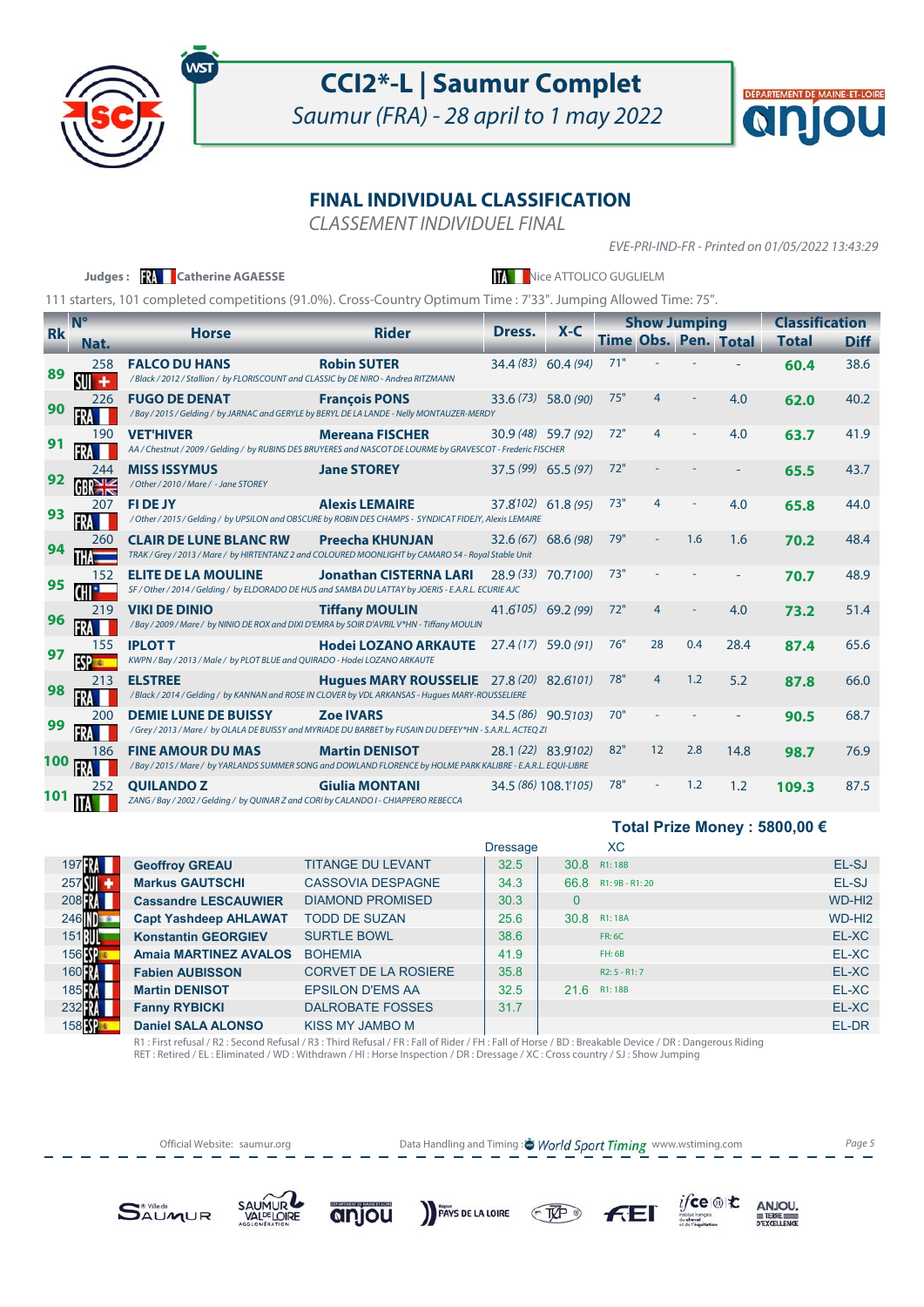# CCI2*-L | Saumur Complet

*Saumur (FRA) - 28 april to 1 may 2022*

## FINAL INDIVIDUAL CLASSIFICATION

*CLASSEMENT INDIVIDUEL FINAL*

*EVE-PRI-IND-FR - Printed on 01/05/2022 13:43:29*

**Judges :** FRA **Catherine AGAESSE** — ITA Nice ATTOLICO GUGLIELM

111 starters, 101 completed competitions (91.0%). Cross-Country Optimum Time : 7'33". Jumping Allowed Time: 75".

| Rk | N° Nat. | Horse | Rider | Dress. | X-C | Show Jumping | | | | Classification | |
|---|---|---|---|---|---|---|---|---|---|---|---|
| | | | | | | Time | Obs. | Pen. | Total | Total | Diff |
| 89 | 258 SUI | **FALCO DU HANS** / Black / 2012 / Stallion / by FLORISCOUNT and CLASSIC by DE NIRO - Andrea RITZMANN | **Robin SUTER** | 34.4 (83) | 60.4 (94) | 71" | - | - | - | **60.4** | 38.6 |
| 90 | 226 FRA | **FUGO DE DENAT** / Bay / 2015 / Gelding / by JARNAC and GERYLE by BERYL DE LA LANDE - Nelly MONTAUZER-MERDY | **François PONS** | 33.6 (73) | 58.0 (90) | 75" | 4 | - | 4.0 | **62.0** | 40.2 |
| 91 | 190 FRA | **VET'HIVER** AA / Chestnut / 2009 / Gelding / by RUBINS DES BRUYERES and NASCOT DE LOURME by GRAVESCOT - Frederic FISCHER | **Mereana FISCHER** | 30.9 (48) | 59.7 (92) | 72" | 4 | - | 4.0 | **63.7** | 41.9 |
| 92 | 244 GBR | **MISS ISSYMUS** / Other / 2010 / Mare / - Jane STOREY | **Jane STOREY** | 37.5 (99) | 65.5 (97) | 72" | - | - | - | **65.5** | 43.7 |
| 93 | 207 FRA | **FI DE JY** / Other / 2015 / Gelding / by UPSILON and OBSCURE by ROBIN DES CHAMPS - SYNDICAT FIDEJY, Alexis LEMAIRE | **Alexis LEMAIRE** | 37.8 (102) | 61.8 (95) | 73" | 4 | - | 4.0 | **65.8** | 44.0 |
| 94 | 260 THA | **CLAIR DE LUNE BLANC RW** TRAK / Grey / 2013 / Mare / by HIRTENTANZ 2 and COLOURED MOONLIGHT by CAMARO 54 - Royal Stable Unit | **Preecha KHUNJAN** | 32.6 (67) | 68.6 (98) | 79" | - | 1.6 | 1.6 | **70.2** | 48.4 |
| 95 | 152 CHI | **ELITE DE LA MOULINE** SF / Other / 2014 / Gelding / by ELDORADO DE HUS and SAMBA DU LATTAY by JOERIS - E.A.R.L. ECURIE AJC | **Jonathan CISTERNA LARI** | 28.9 (33) | 70.7 (100) | 73" | - | - | - | **70.7** | 48.9 |
| 96 | 219 FRA | **VIKI DE DINIO** / Bay / 2009 / Mare / by NINIO DE ROX and DIXI D'EMRA by SOIR D'AVRIL V*HN - Tiffany MOULIN | **Tiffany MOULIN** | 41.6 (105) | 69.2 (99) | 72" | 4 | - | 4.0 | **73.2** | 51.4 |
| 97 | 155 ESP | **IPLOT T** KWPN / Bay / 2013 / Male / by PLOT BLUE and QUIRADO - Hodei LOZANO ARKAUTE | **Hodei LOZANO ARKAUTE** | 27.4 (17) | 59.0 (91) | 76" | 28 | 0.4 | 28.4 | **87.4** | 65.6 |
| 98 | 213 FRA | **ELSTREE** / Black / 2014 / Gelding / by KANNAN and ROSE IN CLOVER by VDL ARKANSAS - Hugues MARY-ROUSSELIERE | **Hugues MARY ROUSSELIE** | 27.8 (20) | 82.6 (101) | 78" | 4 | 1.2 | 5.2 | **87.8** | 66.0 |
| 99 | 200 FRA | **DEMIE LUNE DE BUISSY** / Grey / 2013 / Mare / by OLALA DE BUISSY and MYRIADE DU BARBET by FUSAIN DU DEFEY*HN - S.A.R.L. ACTEQ ZI | **Zoe IVARS** | 34.5 (86) | 90.5 (103) | 70" | - | - | - | **90.5** | 68.7 |
| 100 | 186 FRA | **FINE AMOUR DU MAS** / Bay / 2015 / Mare / by YARLANDS SUMMER SONG and DOWLAND FLORENCE by HOLME PARK KALIBRE - E.A.R.L. EQUI-LIBRE | **Martin DENISOT** | 28.1 (22) | 83.9 (102) | 82" | 12 | 2.8 | 14.8 | **98.7** | 76.9 |
| 101 | 252 ITA | **QUILANDO Z** ZANG / Bay / 2002 / Gelding / by QUINAR Z and CORI by CALANDO I - CHIAPPERO REBECCA | **Giulia MONTANI** | 34.5 (86) | 108.1 (105) | 78" | - | 1.2 | 1.2 | **109.3** | 87.5 |

**Total Prize Money : 5800,00 €**

| N° Nat. | Rider | Horse | Dressage | XC | | |
|---|---|---|---|---|---|---|
| 197 FRA | **Geoffroy GREAU** | TITANGE DU LEVANT | 32.5 | 30.8 | R1: 18B | EL-SJ |
| 257 SUI | **Markus GAUTSCHI** | CASSOVIA DESPAGNE | 34.3 | 66.8 | R1: 9B - R1: 20 | EL-SJ |
| 208 FRA | **Cassandre LESCAUWIER** | DIAMOND PROMISED | 30.3 | 0 | | WD-HI2 |
| 246 IND | **Capt Yashdeep AHLAWAT** | TODD DE SUZAN | 25.6 | 30.8 | R1: 18A | WD-HI2 |
| 151 BUL | **Konstantin GEORGIEV** | SURTLE BOWL | 38.6 | | FR: 6C | EL-XC |
| 156 ESP | **Amaia MARTINEZ AVALOS** | BOHEMIA | 41.9 | | FH: 6B | EL-XC |
| 160 FRA | **Fabien AUBISSON** | CORVET DE LA ROSIERE | 35.8 | | R2: 5 - R1: 7 | EL-XC |
| 185 FRA | **Martin DENISOT** | EPSILON D'EMS AA | 32.5 | 21.6 | R1: 18B | EL-XC |
| 232 FRA | **Fanny RYBICKI** | DALROBATE FOSSES | 31.7 | | | EL-XC |
| 158 ESP | **Daniel SALA ALONSO** | KISS MY JAMBO M | | | | EL-DR |

R1 : First refusal / R2 : Second Refusal / R3 : Third Refusal / FR : Fall of Rider / FH : Fall of Horse / BD : Breakable Device / DR : Dangerous Riding
RET : Retired / EL : Eliminated / WD : Withdrawn / HI : Horse Inspection / DR : Dressage / XC : Cross country / SJ : Show Jumping

Official Website: saumur.org — Data Handling and Timing : World Sport Timing www.wstiming.com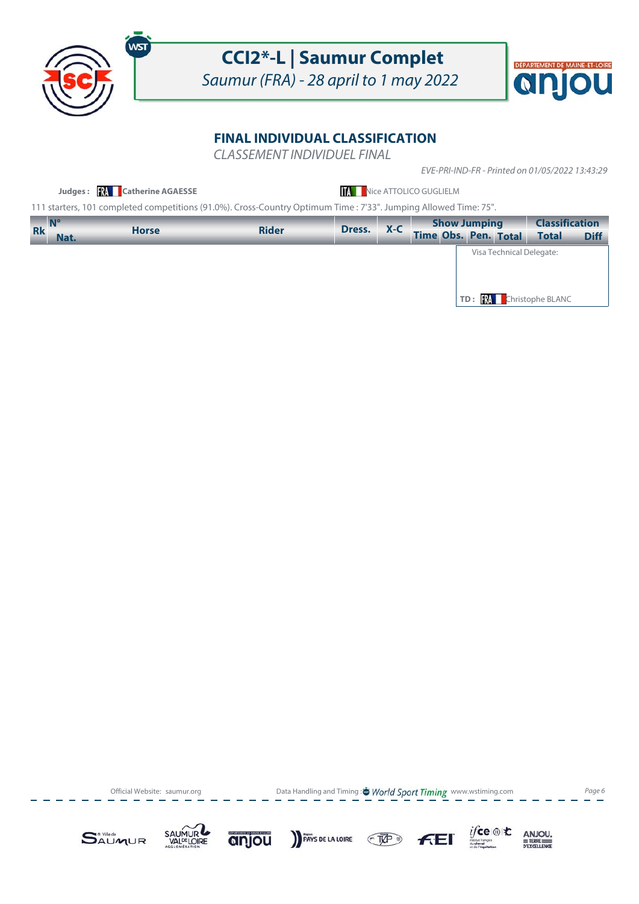# CCI2*-L | Saumur Complet

*Saumur (FRA) - 28 april to 1 may 2022*

## FINAL INDIVIDUAL CLASSIFICATION

*CLASSEMENT INDIVIDUEL FINAL*

*EVE-PRI-IND-FR - Printed on 01/05/2022 13:43:29*

**Judges :** FRA **Catherine AGAESSE** ITA Nice ATTOLICO GUGLIELM

111 starters, 101 completed competitions (91.0%). Cross-Country Optimum Time : 7'33". Jumping Allowed Time: 75".

| Rk | N° Nat. | Horse | Rider | Dress. | X-C | Show Jumping | | | | Classification | |
|---|---|---|---|---|---|---|---|---|---|---|---|
| | | | | | | Time | Obs. | Pen. | Total | Total | Diff |

Visa Technical Delegate:

TD : FRA Christophe BLANC

Official Website: saumur.org

Data Handling and Timing : World Sport Timing www.wstiming.com